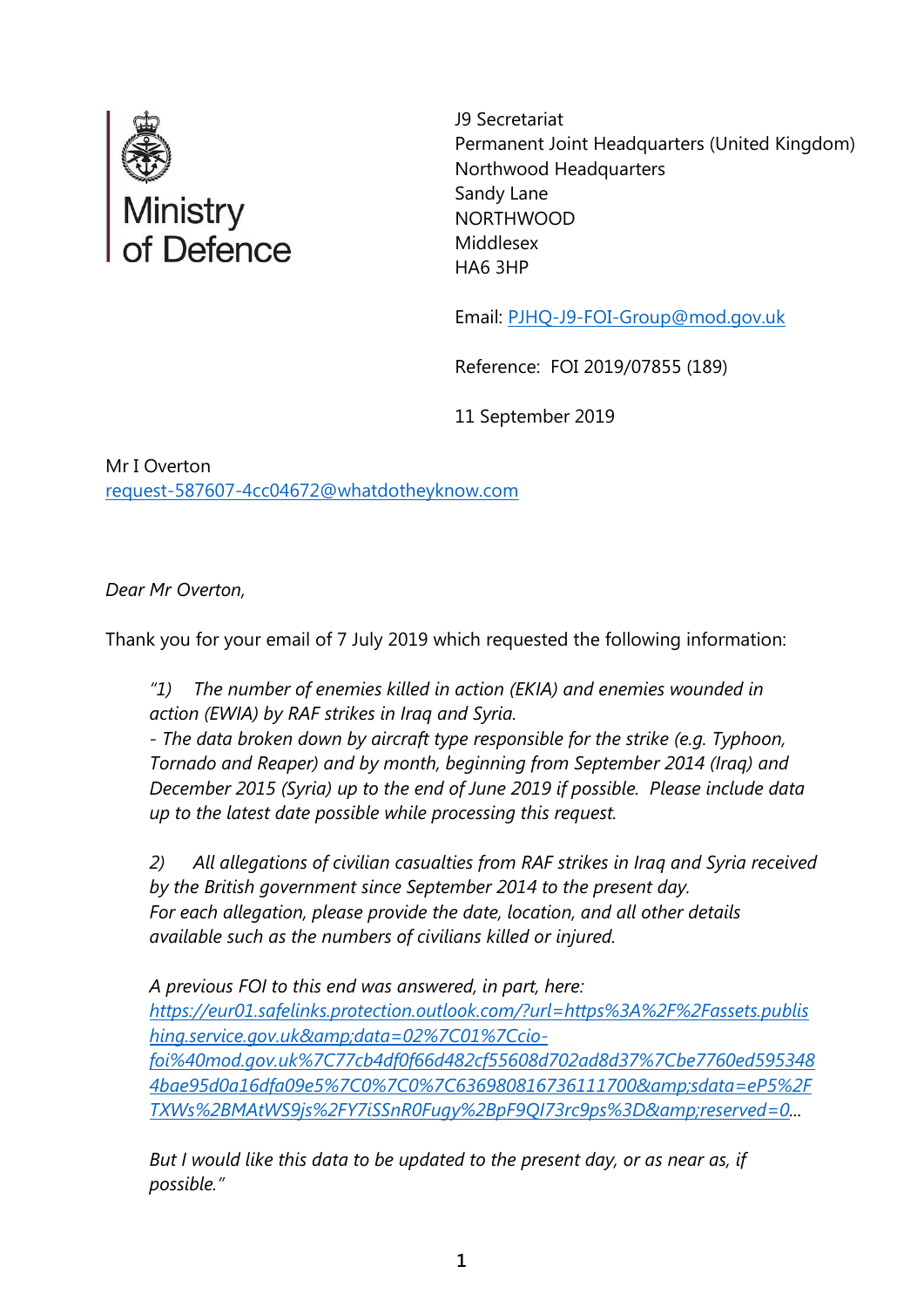Ministry of Defence

J9 Secretariat
Permanent Joint Headquarters (United Kingdom)
Northwood Headquarters
Sandy Lane
NORTHWOOD
Middlesex
HA6 3HP

Email: PJHQ-J9-FOI-Group@mod.gov.uk

Reference: FOI 2019/07855 (189)

11 September 2019

Mr I Overton
request-587607-4cc04672@whatdotheyknow.com

*Dear Mr Overton,*

Thank you for your email of 7 July 2019 which requested the following information:

> *"1) The number of enemies killed in action (EKIA) and enemies wounded in action (EWIA) by RAF strikes in Iraq and Syria.*
> *- The data broken down by aircraft type responsible for the strike (e.g. Typhoon, Tornado and Reaper) and by month, beginning from September 2014 (Iraq) and December 2015 (Syria) up to the end of June 2019 if possible. Please include data up to the latest date possible while processing this request.*
>
> *2) All allegations of civilian casualties from RAF strikes in Iraq and Syria received by the British government since September 2014 to the present day.*
> *For each allegation, please provide the date, location, and all other details available such as the numbers of civilians killed or injured.*
>
> *A previous FOI to this end was answered, in part, here:*
> *https://eur01.safelinks.protection.outlook.com/?url=https%3A%2F%2Fassets.publishing.service.gov.uk&amp;data=02%7C01%7Ccio-foi%40mod.gov.uk%7C77cb4df0f66d482cf55608d702ad8d37%7Cbe7760ed5953484bae95d0a16dfa09e5%7C0%7C0%7C636980816736111700&amp;sdata=eP5%2FTXWs%2BMAtWS9js%2FY7iSSnR0Fugy%2BpF9QI73rc9ps%3D&amp;reserved=0...*
>
> *But I would like this data to be updated to the present day, or as near as, if possible."*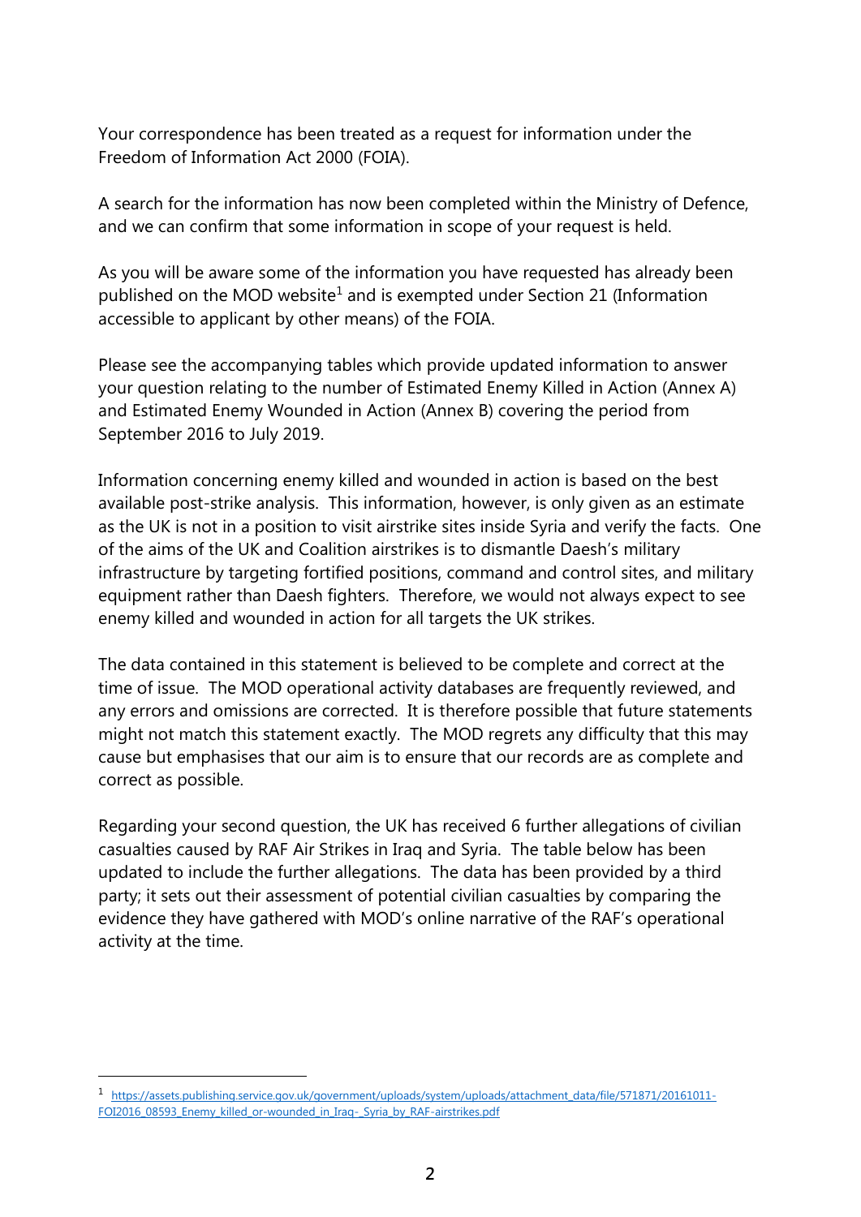Your correspondence has been treated as a request for information under the Freedom of Information Act 2000 (FOIA).

A search for the information has now been completed within the Ministry of Defence, and we can confirm that some information in scope of your request is held.

As you will be aware some of the information you have requested has already been published on the MOD website[1] and is exempted under Section 21 (Information accessible to applicant by other means) of the FOIA.

Please see the accompanying tables which provide updated information to answer your question relating to the number of Estimated Enemy Killed in Action (Annex A) and Estimated Enemy Wounded in Action (Annex B) covering the period from September 2016 to July 2019.

Information concerning enemy killed and wounded in action is based on the best available post-strike analysis. This information, however, is only given as an estimate as the UK is not in a position to visit airstrike sites inside Syria and verify the facts. One of the aims of the UK and Coalition airstrikes is to dismantle Daesh's military infrastructure by targeting fortified positions, command and control sites, and military equipment rather than Daesh fighters. Therefore, we would not always expect to see enemy killed and wounded in action for all targets the UK strikes.

The data contained in this statement is believed to be complete and correct at the time of issue. The MOD operational activity databases are frequently reviewed, and any errors and omissions are corrected. It is therefore possible that future statements might not match this statement exactly. The MOD regrets any difficulty that this may cause but emphasises that our aim is to ensure that our records are as complete and correct as possible.

Regarding your second question, the UK has received 6 further allegations of civilian casualties caused by RAF Air Strikes in Iraq and Syria. The table below has been updated to include the further allegations. The data has been provided by a third party; it sets out their assessment of potential civilian casualties by comparing the evidence they have gathered with MOD's online narrative of the RAF's operational activity at the time.

---

[1] https://assets.publishing.service.gov.uk/government/uploads/system/uploads/attachment_data/file/571871/20161011-FOI2016_08593_Enemy_killed_or-wounded_in_Iraq-_Syria_by_RAF-airstrikes.pdf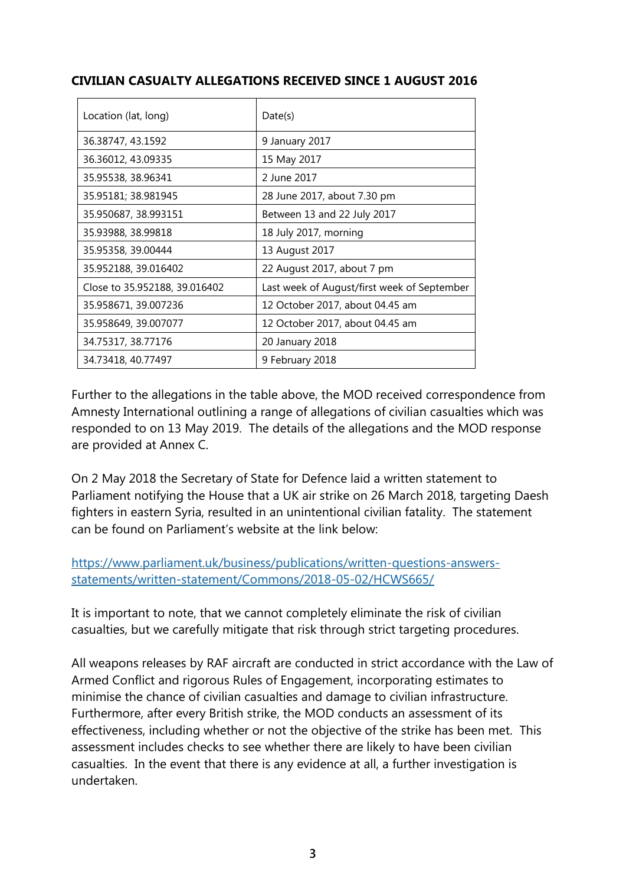**CIVILIAN CASUALTY ALLEGATIONS RECEIVED SINCE 1 AUGUST 2016**

| Location (lat, long) | Date(s) |
| --- | --- |
| 36.38747, 43.1592 | 9 January 2017 |
| 36.36012, 43.09335 | 15 May 2017 |
| 35.95538, 38.96341 | 2 June 2017 |
| 35.95181; 38.981945 | 28 June 2017, about 7.30 pm |
| 35.950687, 38.993151 | Between 13 and 22 July 2017 |
| 35.93988, 38.99818 | 18 July 2017, morning |
| 35.95358, 39.00444 | 13 August 2017 |
| 35.952188, 39.016402 | 22 August 2017, about 7 pm |
| Close to 35.952188, 39.016402 | Last week of August/first week of September |
| 35.958671, 39.007236 | 12 October 2017, about 04.45 am |
| 35.958649, 39.007077 | 12 October 2017, about 04.45 am |
| 34.75317, 38.77176 | 20 January 2018 |
| 34.73418, 40.77497 | 9 February 2018 |

Further to the allegations in the table above, the MOD received correspondence from Amnesty International outlining a range of allegations of civilian casualties which was responded to on 13 May 2019. The details of the allegations and the MOD response are provided at Annex C.

On 2 May 2018 the Secretary of State for Defence laid a written statement to Parliament notifying the House that a UK air strike on 26 March 2018, targeting Daesh fighters in eastern Syria, resulted in an unintentional civilian fatality. The statement can be found on Parliament's website at the link below:

https://www.parliament.uk/business/publications/written-questions-answers-statements/written-statement/Commons/2018-05-02/HCWS665/

It is important to note, that we cannot completely eliminate the risk of civilian casualties, but we carefully mitigate that risk through strict targeting procedures.

All weapons releases by RAF aircraft are conducted in strict accordance with the Law of Armed Conflict and rigorous Rules of Engagement, incorporating estimates to minimise the chance of civilian casualties and damage to civilian infrastructure. Furthermore, after every British strike, the MOD conducts an assessment of its effectiveness, including whether or not the objective of the strike has been met. This assessment includes checks to see whether there are likely to have been civilian casualties. In the event that there is any evidence at all, a further investigation is undertaken.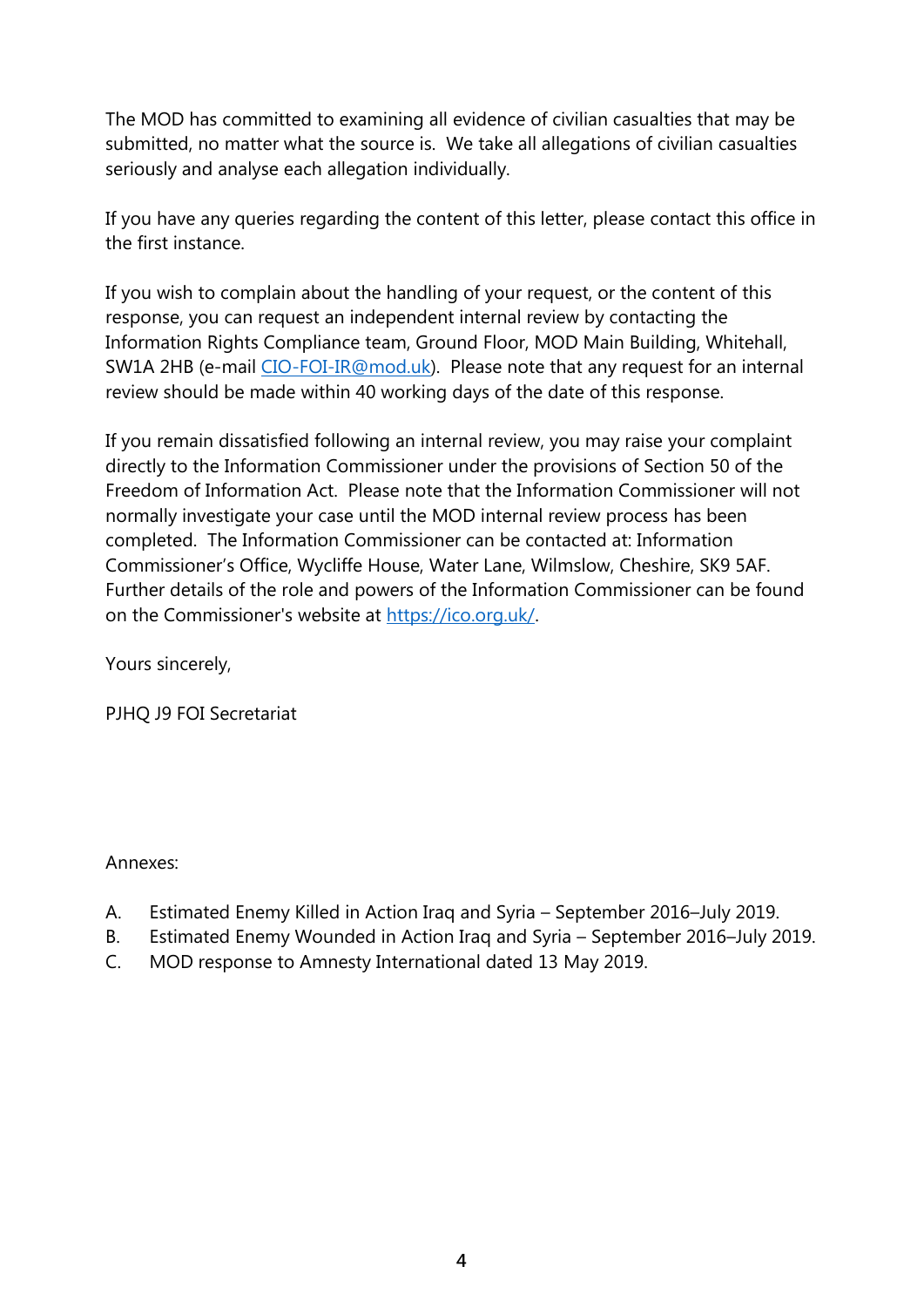The MOD has committed to examining all evidence of civilian casualties that may be submitted, no matter what the source is. We take all allegations of civilian casualties seriously and analyse each allegation individually.

If you have any queries regarding the content of this letter, please contact this office in the first instance.

If you wish to complain about the handling of your request, or the content of this response, you can request an independent internal review by contacting the Information Rights Compliance team, Ground Floor, MOD Main Building, Whitehall, SW1A 2HB (e-mail CIO-FOI-IR@mod.uk). Please note that any request for an internal review should be made within 40 working days of the date of this response.

If you remain dissatisfied following an internal review, you may raise your complaint directly to the Information Commissioner under the provisions of Section 50 of the Freedom of Information Act. Please note that the Information Commissioner will not normally investigate your case until the MOD internal review process has been completed. The Information Commissioner can be contacted at: Information Commissioner's Office, Wycliffe House, Water Lane, Wilmslow, Cheshire, SK9 5AF. Further details of the role and powers of the Information Commissioner can be found on the Commissioner's website at https://ico.org.uk/.

Yours sincerely,

PJHQ J9 FOI Secretariat

Annexes:

A. Estimated Enemy Killed in Action Iraq and Syria – September 2016–July 2019.
B. Estimated Enemy Wounded in Action Iraq and Syria – September 2016–July 2019.
C. MOD response to Amnesty International dated 13 May 2019.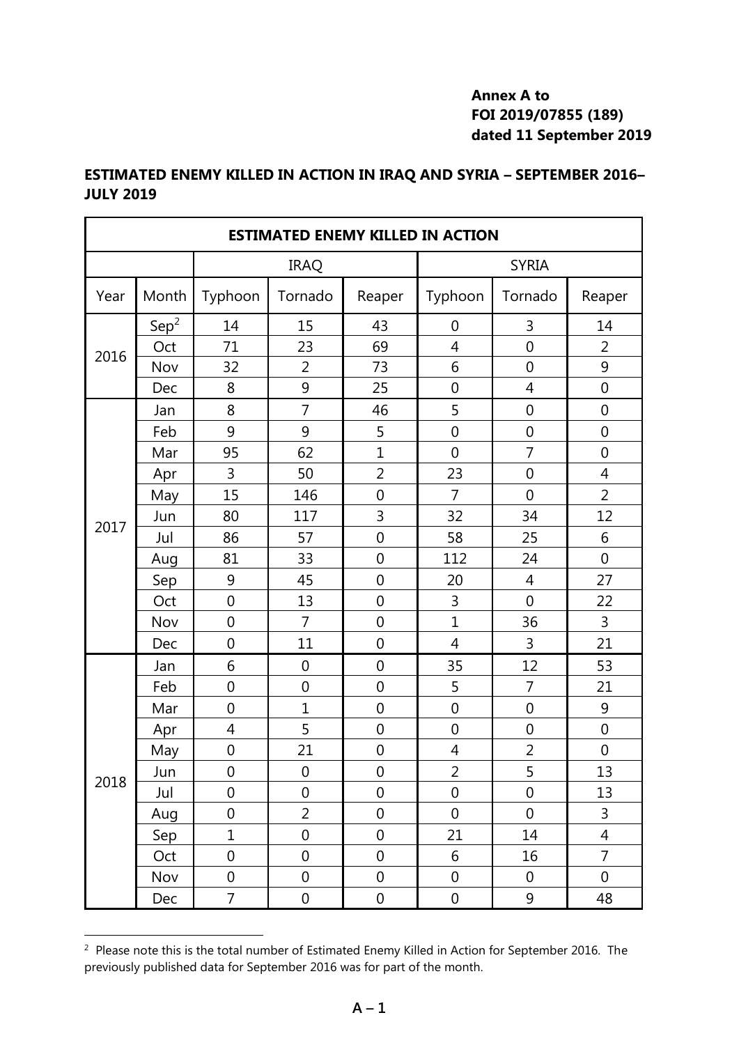**Annex A to**
**FOI 2019/07855 (189)**
**dated 11 September 2019**

**ESTIMATED ENEMY KILLED IN ACTION IN IRAQ AND SYRIA – SEPTEMBER 2016–JULY 2019**

| ESTIMATED ENEMY KILLED IN ACTION | | | | | | | |
|---|---|---|---|---|---|---|---|
| | | IRAQ | | | SYRIA | | |
| Year | Month | Typhoon | Tornado | Reaper | Typhoon | Tornado | Reaper |
| 2016 | Sep[2] | 14 | 15 | 43 | 0 | 3 | 14 |
| | Oct | 71 | 23 | 69 | 4 | 0 | 2 |
| | Nov | 32 | 2 | 73 | 6 | 0 | 9 |
| | Dec | 8 | 9 | 25 | 0 | 4 | 0 |
| 2017 | Jan | 8 | 7 | 46 | 5 | 0 | 0 |
| | Feb | 9 | 9 | 5 | 0 | 0 | 0 |
| | Mar | 95 | 62 | 1 | 0 | 7 | 0 |
| | Apr | 3 | 50 | 2 | 23 | 0 | 4 |
| | May | 15 | 146 | 0 | 7 | 0 | 2 |
| | Jun | 80 | 117 | 3 | 32 | 34 | 12 |
| | Jul | 86 | 57 | 0 | 58 | 25 | 6 |
| | Aug | 81 | 33 | 0 | 112 | 24 | 0 |
| | Sep | 9 | 45 | 0 | 20 | 4 | 27 |
| | Oct | 0 | 13 | 0 | 3 | 0 | 22 |
| | Nov | 0 | 7 | 0 | 1 | 36 | 3 |
| | Dec | 0 | 11 | 0 | 4 | 3 | 21 |
| 2018 | Jan | 6 | 0 | 0 | 35 | 12 | 53 |
| | Feb | 0 | 0 | 0 | 5 | 7 | 21 |
| | Mar | 0 | 1 | 0 | 0 | 0 | 9 |
| | Apr | 4 | 5 | 0 | 0 | 0 | 0 |
| | May | 0 | 21 | 0 | 4 | 2 | 0 |
| | Jun | 0 | 0 | 0 | 2 | 5 | 13 |
| | Jul | 0 | 0 | 0 | 0 | 0 | 13 |
| | Aug | 0 | 2 | 0 | 0 | 0 | 3 |
| | Sep | 1 | 0 | 0 | 21 | 14 | 4 |
| | Oct | 0 | 0 | 0 | 6 | 16 | 7 |
| | Nov | 0 | 0 | 0 | 0 | 0 | 0 |
| | Dec | 7 | 0 | 0 | 0 | 9 | 48 |

[2] Please note this is the total number of Estimated Enemy Killed in Action for September 2016. The previously published data for September 2016 was for part of the month.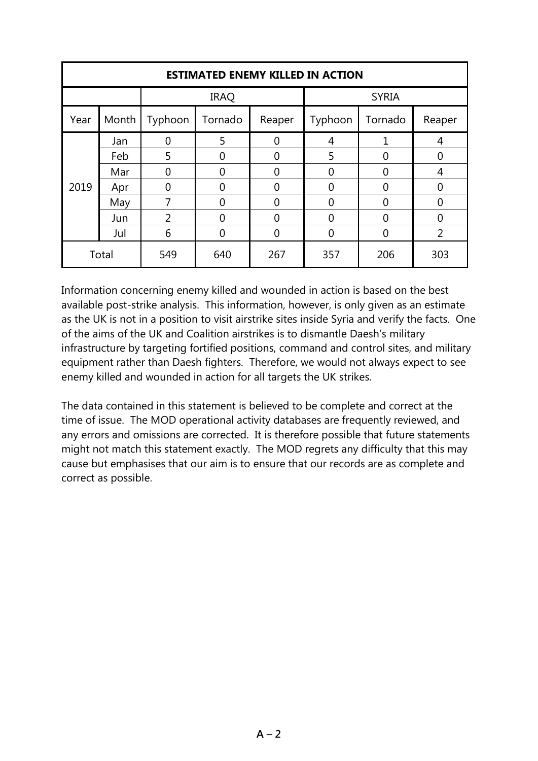| ESTIMATED ENEMY KILLED IN ACTION | | | | | | | |
|---|---|---|---|---|---|---|---|
| | | IRAQ | | | SYRIA | | |
| Year | Month | Typhoon | Tornado | Reaper | Typhoon | Tornado | Reaper |
| 2019 | Jan | 0 | 5 | 0 | 4 | 1 | 4 |
| | Feb | 5 | 0 | 0 | 5 | 0 | 0 |
| | Mar | 0 | 0 | 0 | 0 | 0 | 4 |
| | Apr | 0 | 0 | 0 | 0 | 0 | 0 |
| | May | 7 | 0 | 0 | 0 | 0 | 0 |
| | Jun | 2 | 0 | 0 | 0 | 0 | 0 |
| | Jul | 6 | 0 | 0 | 0 | 0 | 2 |
| Total | | 549 | 640 | 267 | 357 | 206 | 303 |

Information concerning enemy killed and wounded in action is based on the best available post-strike analysis. This information, however, is only given as an estimate as the UK is not in a position to visit airstrike sites inside Syria and verify the facts. One of the aims of the UK and Coalition airstrikes is to dismantle Daesh's military infrastructure by targeting fortified positions, command and control sites, and military equipment rather than Daesh fighters. Therefore, we would not always expect to see enemy killed and wounded in action for all targets the UK strikes.

The data contained in this statement is believed to be complete and correct at the time of issue. The MOD operational activity databases are frequently reviewed, and any errors and omissions are corrected. It is therefore possible that future statements might not match this statement exactly. The MOD regrets any difficulty that this may cause but emphasises that our aim is to ensure that our records are as complete and correct as possible.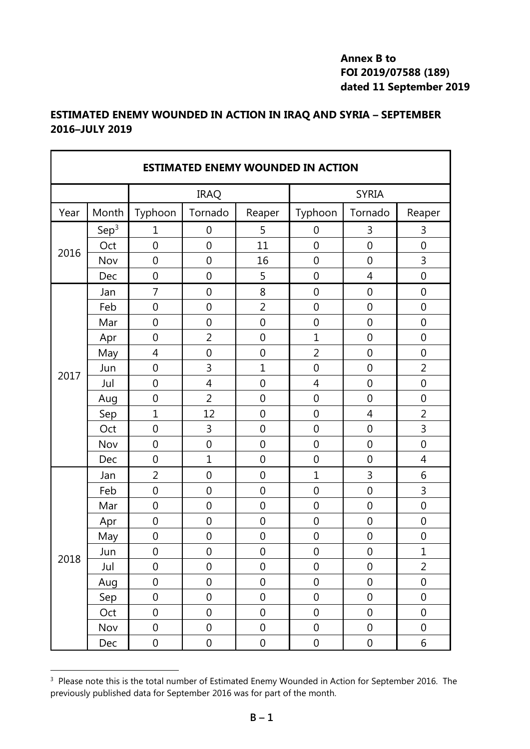**Annex B to**
**FOI 2019/07588 (189)**
**dated 11 September 2019**

## ESTIMATED ENEMY WOUNDED IN ACTION IN IRAQ AND SYRIA – SEPTEMBER 2016–JULY 2019

| ESTIMATED ENEMY WOUNDED IN ACTION | | | | | | | |
|---|---|---|---|---|---|---|---|
| | | IRAQ | | | SYRIA | | |
| Year | Month | Typhoon | Tornado | Reaper | Typhoon | Tornado | Reaper |
| 2016 | Sep[3] | 1 | 0 | 5 | 0 | 3 | 3 |
| | Oct | 0 | 0 | 11 | 0 | 0 | 0 |
| | Nov | 0 | 0 | 16 | 0 | 0 | 3 |
| | Dec | 0 | 0 | 5 | 0 | 4 | 0 |
| 2017 | Jan | 7 | 0 | 8 | 0 | 0 | 0 |
| | Feb | 0 | 0 | 2 | 0 | 0 | 0 |
| | Mar | 0 | 0 | 0 | 0 | 0 | 0 |
| | Apr | 0 | 2 | 0 | 1 | 0 | 0 |
| | May | 4 | 0 | 0 | 2 | 0 | 0 |
| | Jun | 0 | 3 | 1 | 0 | 0 | 2 |
| | Jul | 0 | 4 | 0 | 4 | 0 | 0 |
| | Aug | 0 | 2 | 0 | 0 | 0 | 0 |
| | Sep | 1 | 12 | 0 | 0 | 4 | 2 |
| | Oct | 0 | 3 | 0 | 0 | 0 | 3 |
| | Nov | 0 | 0 | 0 | 0 | 0 | 0 |
| | Dec | 0 | 1 | 0 | 0 | 0 | 4 |
| 2018 | Jan | 2 | 0 | 0 | 1 | 3 | 6 |
| | Feb | 0 | 0 | 0 | 0 | 0 | 3 |
| | Mar | 0 | 0 | 0 | 0 | 0 | 0 |
| | Apr | 0 | 0 | 0 | 0 | 0 | 0 |
| | May | 0 | 0 | 0 | 0 | 0 | 0 |
| | Jun | 0 | 0 | 0 | 0 | 0 | 1 |
| | Jul | 0 | 0 | 0 | 0 | 0 | 2 |
| | Aug | 0 | 0 | 0 | 0 | 0 | 0 |
| | Sep | 0 | 0 | 0 | 0 | 0 | 0 |
| | Oct | 0 | 0 | 0 | 0 | 0 | 0 |
| | Nov | 0 | 0 | 0 | 0 | 0 | 0 |
| | Dec | 0 | 0 | 0 | 0 | 0 | 6 |

[3] Please note this is the total number of Estimated Enemy Wounded in Action for September 2016. The previously published data for September 2016 was for part of the month.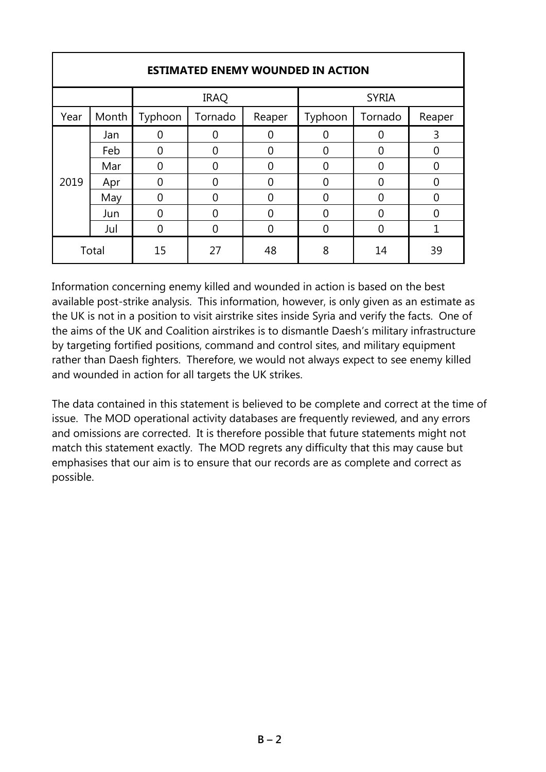| ESTIMATED ENEMY WOUNDED IN ACTION | | | | | | | |
|---|---|---|---|---|---|---|---|
| | | IRAQ | | | SYRIA | | |
| Year | Month | Typhoon | Tornado | Reaper | Typhoon | Tornado | Reaper |
| 2019 | Jan | 0 | 0 | 0 | 0 | 0 | 3 |
| | Feb | 0 | 0 | 0 | 0 | 0 | 0 |
| | Mar | 0 | 0 | 0 | 0 | 0 | 0 |
| | Apr | 0 | 0 | 0 | 0 | 0 | 0 |
| | May | 0 | 0 | 0 | 0 | 0 | 0 |
| | Jun | 0 | 0 | 0 | 0 | 0 | 0 |
| | Jul | 0 | 0 | 0 | 0 | 0 | 1 |
| Total | | 15 | 27 | 48 | 8 | 14 | 39 |

Information concerning enemy killed and wounded in action is based on the best available post-strike analysis. This information, however, is only given as an estimate as the UK is not in a position to visit airstrike sites inside Syria and verify the facts. One of the aims of the UK and Coalition airstrikes is to dismantle Daesh's military infrastructure by targeting fortified positions, command and control sites, and military equipment rather than Daesh fighters. Therefore, we would not always expect to see enemy killed and wounded in action for all targets the UK strikes.

The data contained in this statement is believed to be complete and correct at the time of issue. The MOD operational activity databases are frequently reviewed, and any errors and omissions are corrected. It is therefore possible that future statements might not match this statement exactly. The MOD regrets any difficulty that this may cause but emphasises that our aim is to ensure that our records are as complete and correct as possible.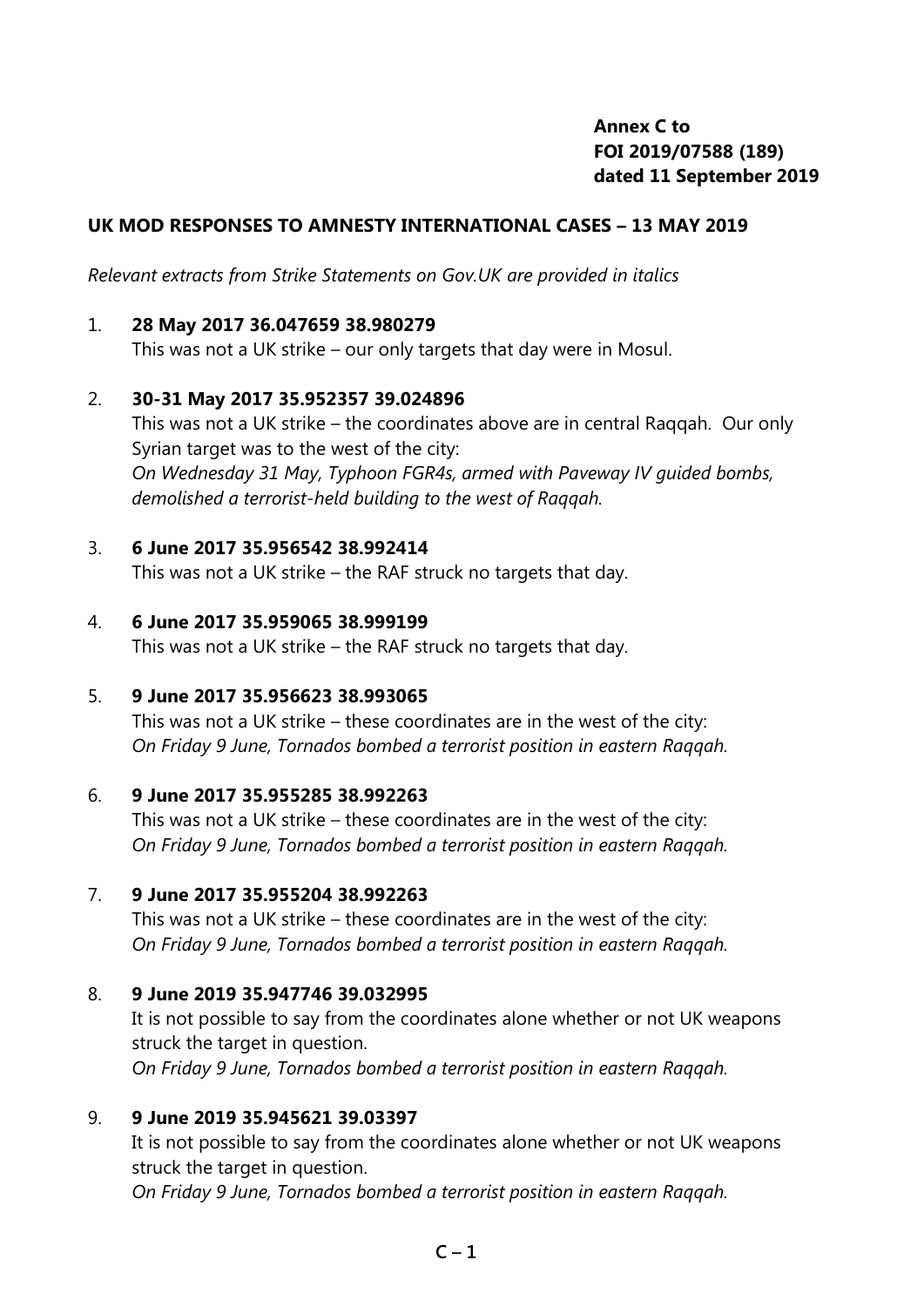**Annex C to**
**FOI 2019/07588 (189)**
**dated 11 September 2019**

**UK MOD RESPONSES TO AMNESTY INTERNATIONAL CASES – 13 MAY 2019**

*Relevant extracts from Strike Statements on Gov.UK are provided in italics*

1. **28 May 2017 36.047659 38.980279**
   This was not a UK strike – our only targets that day were in Mosul.

2. **30-31 May 2017 35.952357 39.024896**
   This was not a UK strike – the coordinates above are in central Raqqah. Our only Syrian target was to the west of the city:
   *On Wednesday 31 May, Typhoon FGR4s, armed with Paveway IV guided bombs, demolished a terrorist-held building to the west of Raqqah.*

3. **6 June 2017 35.956542 38.992414**
   This was not a UK strike – the RAF struck no targets that day.

4. **6 June 2017 35.959065 38.999199**
   This was not a UK strike – the RAF struck no targets that day.

5. **9 June 2017 35.956623 38.993065**
   This was not a UK strike – these coordinates are in the west of the city:
   *On Friday 9 June, Tornados bombed a terrorist position in eastern Raqqah.*

6. **9 June 2017 35.955285 38.992263**
   This was not a UK strike – these coordinates are in the west of the city:
   *On Friday 9 June, Tornados bombed a terrorist position in eastern Raqqah.*

7. **9 June 2017 35.955204 38.992263**
   This was not a UK strike – these coordinates are in the west of the city:
   *On Friday 9 June, Tornados bombed a terrorist position in eastern Raqqah.*

8. **9 June 2019 35.947746 39.032995**
   It is not possible to say from the coordinates alone whether or not UK weapons struck the target in question.
   *On Friday 9 June, Tornados bombed a terrorist position in eastern Raqqah.*

9. **9 June 2019 35.945621 39.03397**
   It is not possible to say from the coordinates alone whether or not UK weapons struck the target in question.
   *On Friday 9 June, Tornados bombed a terrorist position in eastern Raqqah.*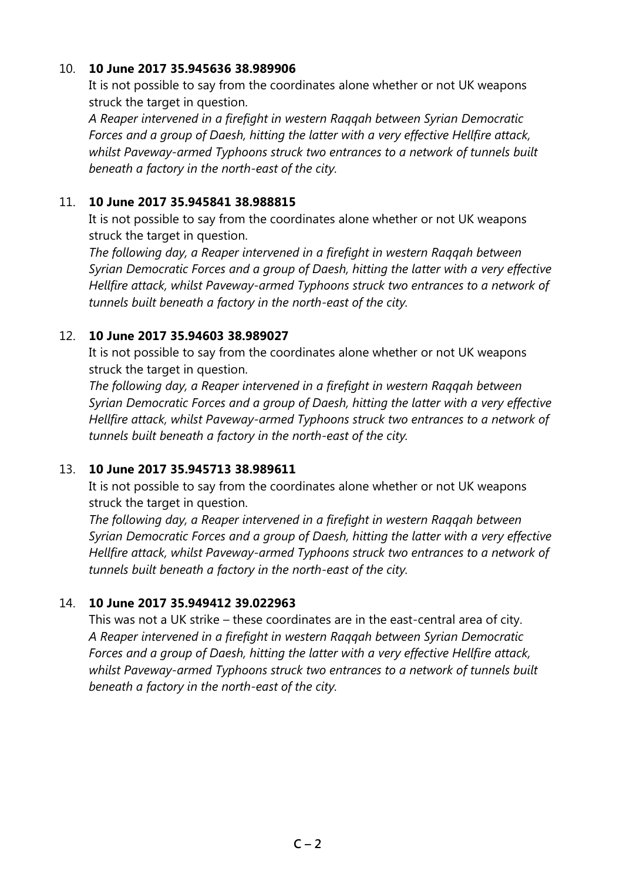10. **10 June 2017 35.945636 38.989906**

    It is not possible to say from the coordinates alone whether or not UK weapons struck the target in question.

    *A Reaper intervened in a firefight in western Raqqah between Syrian Democratic Forces and a group of Daesh, hitting the latter with a very effective Hellfire attack, whilst Paveway-armed Typhoons struck two entrances to a network of tunnels built beneath a factory in the north-east of the city.*

11. **10 June 2017 35.945841 38.988815**

    It is not possible to say from the coordinates alone whether or not UK weapons struck the target in question.

    *The following day, a Reaper intervened in a firefight in western Raqqah between Syrian Democratic Forces and a group of Daesh, hitting the latter with a very effective Hellfire attack, whilst Paveway-armed Typhoons struck two entrances to a network of tunnels built beneath a factory in the north-east of the city.*

12. **10 June 2017 35.94603 38.989027**

    It is not possible to say from the coordinates alone whether or not UK weapons struck the target in question.

    *The following day, a Reaper intervened in a firefight in western Raqqah between Syrian Democratic Forces and a group of Daesh, hitting the latter with a very effective Hellfire attack, whilst Paveway-armed Typhoons struck two entrances to a network of tunnels built beneath a factory in the north-east of the city.*

13. **10 June 2017 35.945713 38.989611**

    It is not possible to say from the coordinates alone whether or not UK weapons struck the target in question.

    *The following day, a Reaper intervened in a firefight in western Raqqah between Syrian Democratic Forces and a group of Daesh, hitting the latter with a very effective Hellfire attack, whilst Paveway-armed Typhoons struck two entrances to a network of tunnels built beneath a factory in the north-east of the city.*

14. **10 June 2017 35.949412 39.022963**

    This was not a UK strike – these coordinates are in the east-central area of city.

    *A Reaper intervened in a firefight in western Raqqah between Syrian Democratic Forces and a group of Daesh, hitting the latter with a very effective Hellfire attack, whilst Paveway-armed Typhoons struck two entrances to a network of tunnels built beneath a factory in the north-east of the city.*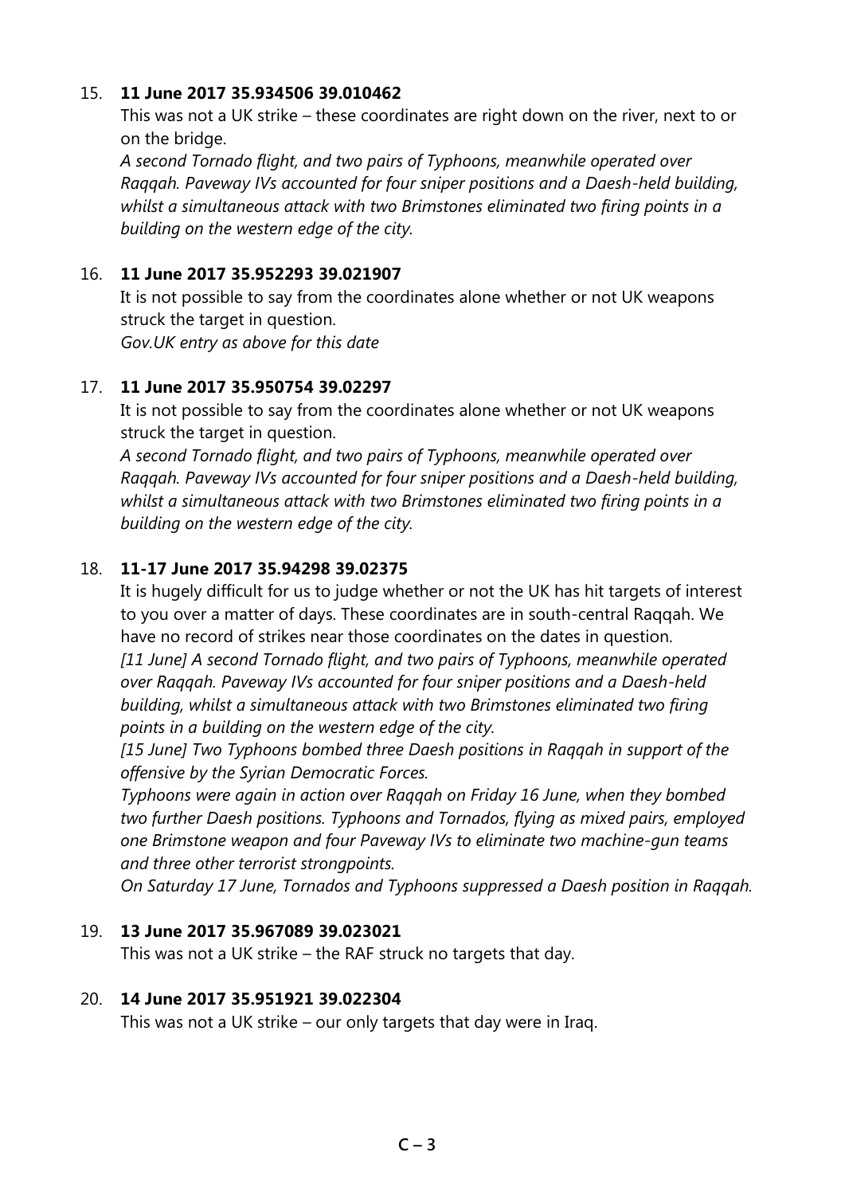15. **11 June 2017 35.934506 39.010462**

    This was not a UK strike – these coordinates are right down on the river, next to or on the bridge.

    *A second Tornado flight, and two pairs of Typhoons, meanwhile operated over Raqqah. Paveway IVs accounted for four sniper positions and a Daesh-held building, whilst a simultaneous attack with two Brimstones eliminated two firing points in a building on the western edge of the city.*

16. **11 June 2017 35.952293 39.021907**

    It is not possible to say from the coordinates alone whether or not UK weapons struck the target in question.

    *Gov.UK entry as above for this date*

17. **11 June 2017 35.950754 39.02297**

    It is not possible to say from the coordinates alone whether or not UK weapons struck the target in question.

    *A second Tornado flight, and two pairs of Typhoons, meanwhile operated over Raqqah. Paveway IVs accounted for four sniper positions and a Daesh-held building, whilst a simultaneous attack with two Brimstones eliminated two firing points in a building on the western edge of the city.*

18. **11-17 June 2017 35.94298 39.02375**

    It is hugely difficult for us to judge whether or not the UK has hit targets of interest to you over a matter of days. These coordinates are in south-central Raqqah. We have no record of strikes near those coordinates on the dates in question.

    *[11 June] A second Tornado flight, and two pairs of Typhoons, meanwhile operated over Raqqah. Paveway IVs accounted for four sniper positions and a Daesh-held building, whilst a simultaneous attack with two Brimstones eliminated two firing points in a building on the western edge of the city.*

    *[15 June] Two Typhoons bombed three Daesh positions in Raqqah in support of the offensive by the Syrian Democratic Forces.*

    *Typhoons were again in action over Raqqah on Friday 16 June, when they bombed two further Daesh positions. Typhoons and Tornados, flying as mixed pairs, employed one Brimstone weapon and four Paveway IVs to eliminate two machine-gun teams and three other terrorist strongpoints.*

    *On Saturday 17 June, Tornados and Typhoons suppressed a Daesh position in Raqqah.*

19. **13 June 2017 35.967089 39.023021**

    This was not a UK strike – the RAF struck no targets that day.

20. **14 June 2017 35.951921 39.022304**

    This was not a UK strike – our only targets that day were in Iraq.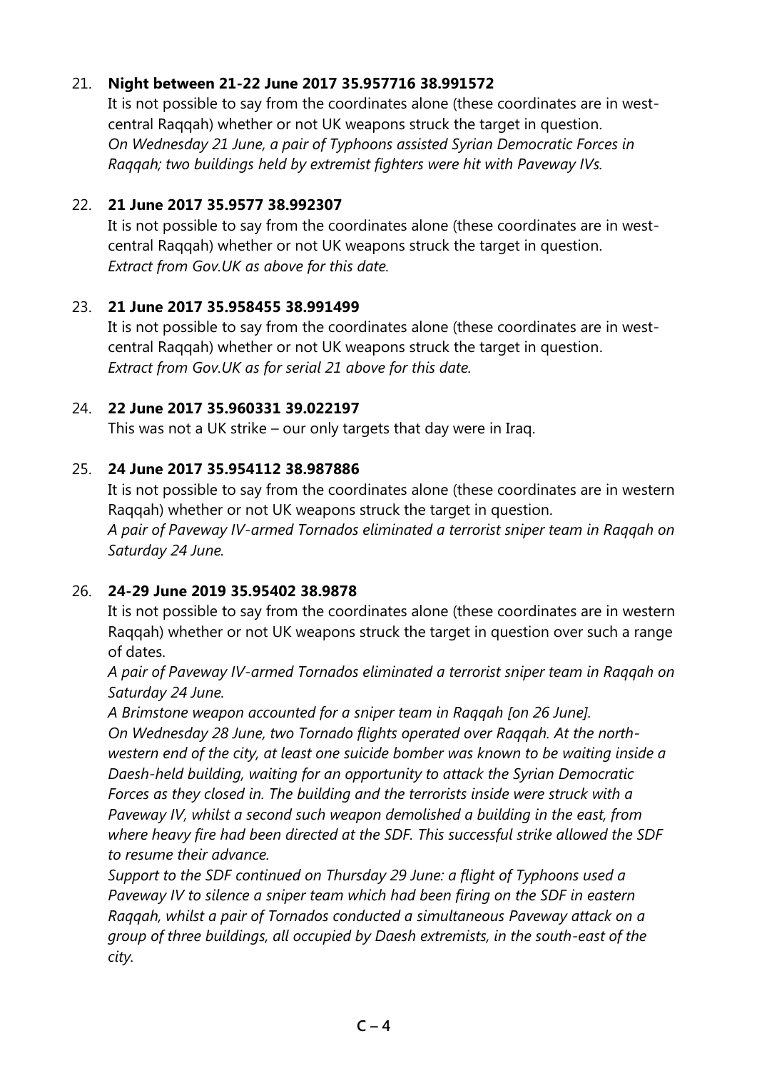21. **Night between 21-22 June 2017 35.957716 38.991572**

    It is not possible to say from the coordinates alone (these coordinates are in west-central Raqqah) whether or not UK weapons struck the target in question.
    *On Wednesday 21 June, a pair of Typhoons assisted Syrian Democratic Forces in Raqqah; two buildings held by extremist fighters were hit with Paveway IVs.*

22. **21 June 2017 35.9577 38.992307**

    It is not possible to say from the coordinates alone (these coordinates are in west-central Raqqah) whether or not UK weapons struck the target in question.
    *Extract from Gov.UK as above for this date.*

23. **21 June 2017 35.958455 38.991499**

    It is not possible to say from the coordinates alone (these coordinates are in west-central Raqqah) whether or not UK weapons struck the target in question.
    *Extract from Gov.UK as for serial 21 above for this date.*

24. **22 June 2017 35.960331 39.022197**

    This was not a UK strike – our only targets that day were in Iraq.

25. **24 June 2017 35.954112 38.987886**

    It is not possible to say from the coordinates alone (these coordinates are in western Raqqah) whether or not UK weapons struck the target in question.
    *A pair of Paveway IV-armed Tornados eliminated a terrorist sniper team in Raqqah on Saturday 24 June.*

26. **24-29 June 2019 35.95402 38.9878**

    It is not possible to say from the coordinates alone (these coordinates are in western Raqqah) whether or not UK weapons struck the target in question over such a range of dates.

    *A pair of Paveway IV-armed Tornados eliminated a terrorist sniper team in Raqqah on Saturday 24 June.*

    *A Brimstone weapon accounted for a sniper team in Raqqah [on 26 June].*

    *On Wednesday 28 June, two Tornado flights operated over Raqqah. At the north-western end of the city, at least one suicide bomber was known to be waiting inside a Daesh-held building, waiting for an opportunity to attack the Syrian Democratic Forces as they closed in. The building and the terrorists inside were struck with a Paveway IV, whilst a second such weapon demolished a building in the east, from where heavy fire had been directed at the SDF. This successful strike allowed the SDF to resume their advance.*

    *Support to the SDF continued on Thursday 29 June: a flight of Typhoons used a Paveway IV to silence a sniper team which had been firing on the SDF in eastern Raqqah, whilst a pair of Tornados conducted a simultaneous Paveway attack on a group of three buildings, all occupied by Daesh extremists, in the south-east of the city.*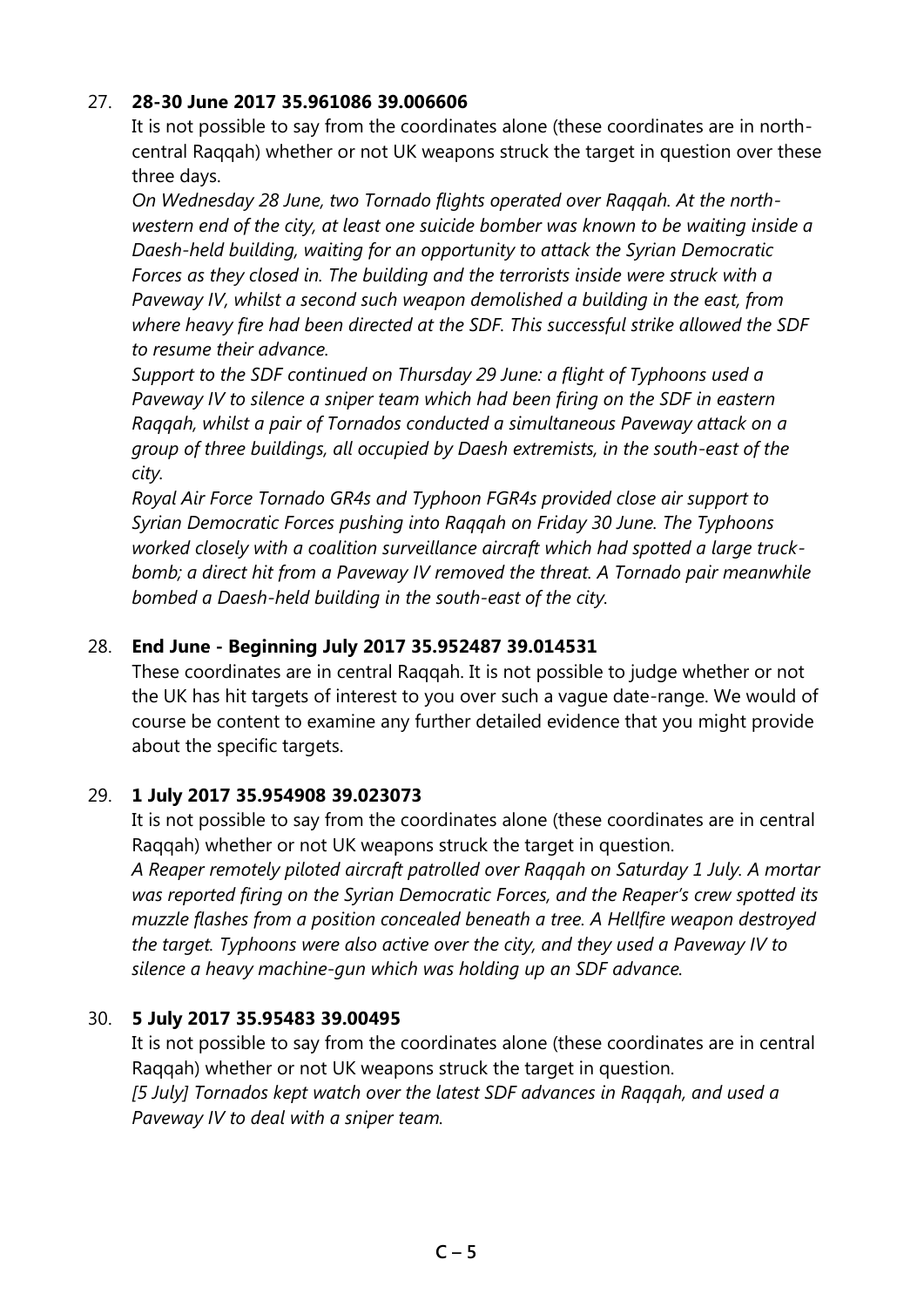27. **28-30 June 2017 35.961086 39.006606**

    It is not possible to say from the coordinates alone (these coordinates are in north-central Raqqah) whether or not UK weapons struck the target in question over these three days.

    *On Wednesday 28 June, two Tornado flights operated over Raqqah. At the north-western end of the city, at least one suicide bomber was known to be waiting inside a Daesh-held building, waiting for an opportunity to attack the Syrian Democratic Forces as they closed in. The building and the terrorists inside were struck with a Paveway IV, whilst a second such weapon demolished a building in the east, from where heavy fire had been directed at the SDF. This successful strike allowed the SDF to resume their advance.*

    *Support to the SDF continued on Thursday 29 June: a flight of Typhoons used a Paveway IV to silence a sniper team which had been firing on the SDF in eastern Raqqah, whilst a pair of Tornados conducted a simultaneous Paveway attack on a group of three buildings, all occupied by Daesh extremists, in the south-east of the city.*

    *Royal Air Force Tornado GR4s and Typhoon FGR4s provided close air support to Syrian Democratic Forces pushing into Raqqah on Friday 30 June. The Typhoons worked closely with a coalition surveillance aircraft which had spotted a large truck-bomb; a direct hit from a Paveway IV removed the threat. A Tornado pair meanwhile bombed a Daesh-held building in the south-east of the city.*

28. **End June - Beginning July 2017 35.952487 39.014531**

    These coordinates are in central Raqqah. It is not possible to judge whether or not the UK has hit targets of interest to you over such a vague date-range. We would of course be content to examine any further detailed evidence that you might provide about the specific targets.

29. **1 July 2017 35.954908 39.023073**

    It is not possible to say from the coordinates alone (these coordinates are in central Raqqah) whether or not UK weapons struck the target in question.

    *A Reaper remotely piloted aircraft patrolled over Raqqah on Saturday 1 July. A mortar was reported firing on the Syrian Democratic Forces, and the Reaper's crew spotted its muzzle flashes from a position concealed beneath a tree. A Hellfire weapon destroyed the target. Typhoons were also active over the city, and they used a Paveway IV to silence a heavy machine-gun which was holding up an SDF advance.*

30. **5 July 2017 35.95483 39.00495**

    It is not possible to say from the coordinates alone (these coordinates are in central Raqqah) whether or not UK weapons struck the target in question.

    *[5 July] Tornados kept watch over the latest SDF advances in Raqqah, and used a Paveway IV to deal with a sniper team.*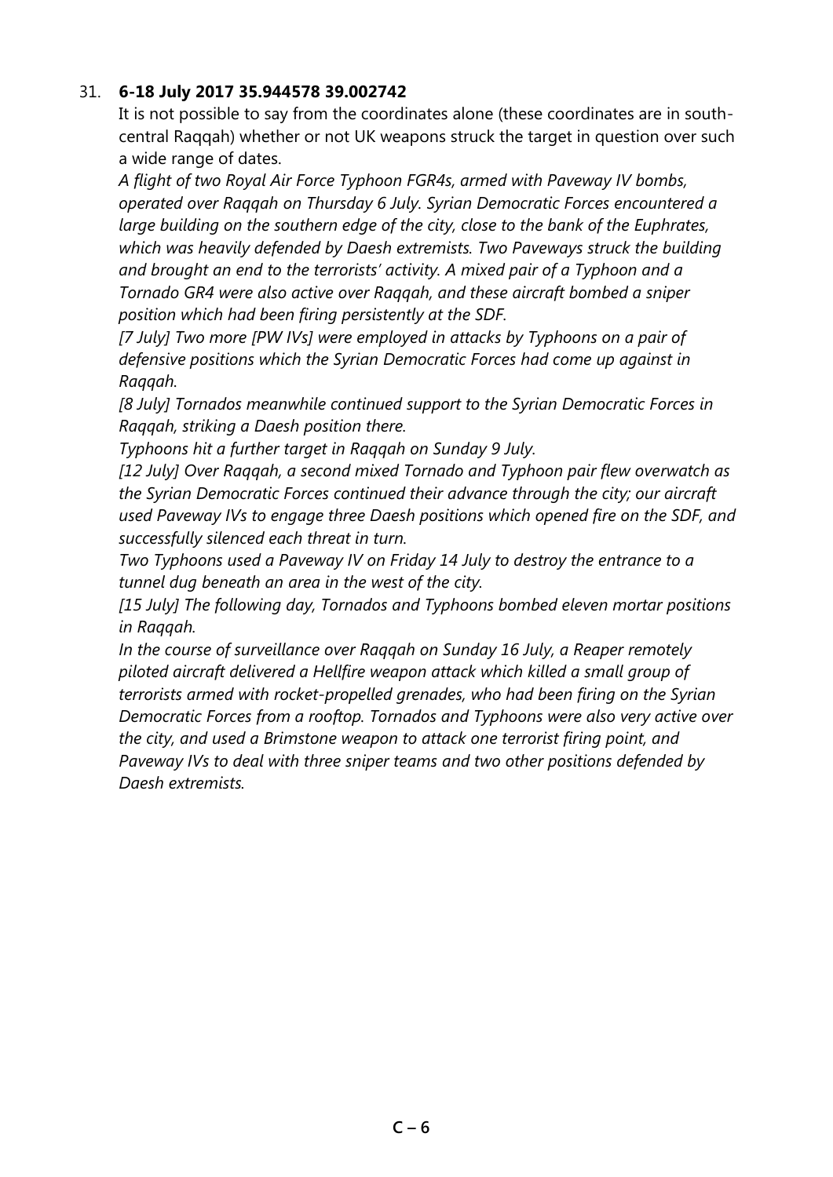31. **6-18 July 2017 35.944578 39.002742**

    It is not possible to say from the coordinates alone (these coordinates are in south-central Raqqah) whether or not UK weapons struck the target in question over such a wide range of dates.

    *A flight of two Royal Air Force Typhoon FGR4s, armed with Paveway IV bombs, operated over Raqqah on Thursday 6 July. Syrian Democratic Forces encountered a large building on the southern edge of the city, close to the bank of the Euphrates, which was heavily defended by Daesh extremists. Two Paveways struck the building and brought an end to the terrorists' activity. A mixed pair of a Typhoon and a Tornado GR4 were also active over Raqqah, and these aircraft bombed a sniper position which had been firing persistently at the SDF.*

    *[7 July] Two more [PW IVs] were employed in attacks by Typhoons on a pair of defensive positions which the Syrian Democratic Forces had come up against in Raqqah.*

    *[8 July] Tornados meanwhile continued support to the Syrian Democratic Forces in Raqqah, striking a Daesh position there.*

    *Typhoons hit a further target in Raqqah on Sunday 9 July.*

    *[12 July] Over Raqqah, a second mixed Tornado and Typhoon pair flew overwatch as the Syrian Democratic Forces continued their advance through the city; our aircraft used Paveway IVs to engage three Daesh positions which opened fire on the SDF, and successfully silenced each threat in turn.*

    *Two Typhoons used a Paveway IV on Friday 14 July to destroy the entrance to a tunnel dug beneath an area in the west of the city.*

    *[15 July] The following day, Tornados and Typhoons bombed eleven mortar positions in Raqqah.*

    *In the course of surveillance over Raqqah on Sunday 16 July, a Reaper remotely piloted aircraft delivered a Hellfire weapon attack which killed a small group of terrorists armed with rocket-propelled grenades, who had been firing on the Syrian Democratic Forces from a rooftop. Tornados and Typhoons were also very active over the city, and used a Brimstone weapon to attack one terrorist firing point, and Paveway IVs to deal with three sniper teams and two other positions defended by Daesh extremists.*